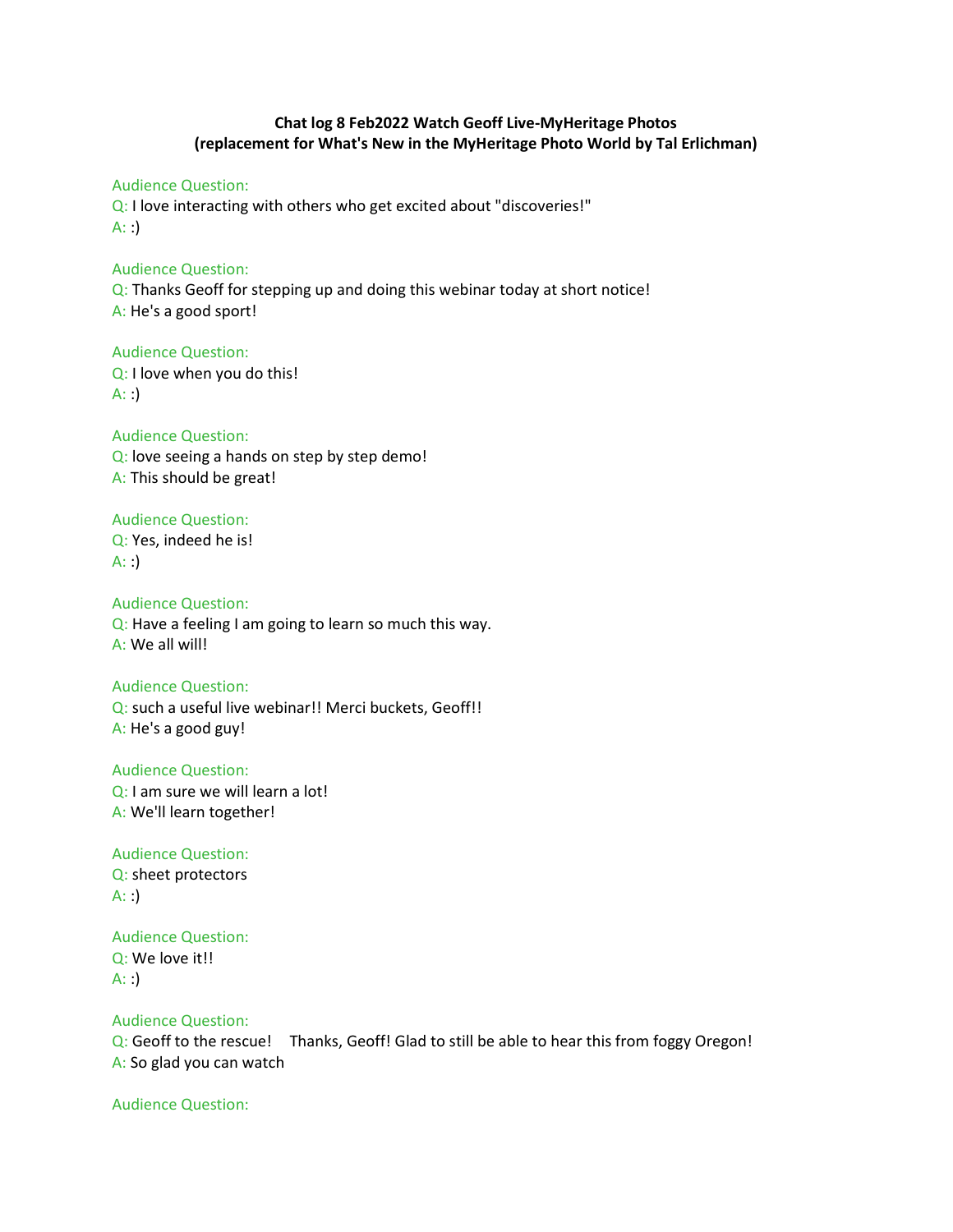**Chat log 8 Feb2022 Watch Geoff Live-MyHeritage Photos**
**(replacement for What's New in the MyHeritage Photo World by Tal Erlichman)**

Audience Question:
Q: I love interacting with others who get excited about "discoveries!"
A: :)

Audience Question:
Q: Thanks Geoff for stepping up and doing this webinar today at short notice!
A: He's a good sport!

Audience Question:
Q: I love when you do this!
A: :)

Audience Question:
Q: love seeing a hands on step by step demo!
A: This should be great!

Audience Question:
Q: Yes, indeed he is!
A: :)

Audience Question:
Q: Have a feeling I am going to learn so much this way.
A: We all will!

Audience Question:
Q: such a useful live webinar!! Merci buckets, Geoff!!
A: He's a good guy!

Audience Question:
Q: I am sure we will learn a lot!
A: We'll learn together!

Audience Question:
Q: sheet protectors
A: :)

Audience Question:
Q: We love it!!
A: :)

Audience Question:
Q: Geoff to the rescue!     Thanks, Geoff! Glad to still be able to hear this from foggy Oregon!
A: So glad you can watch

Audience Question: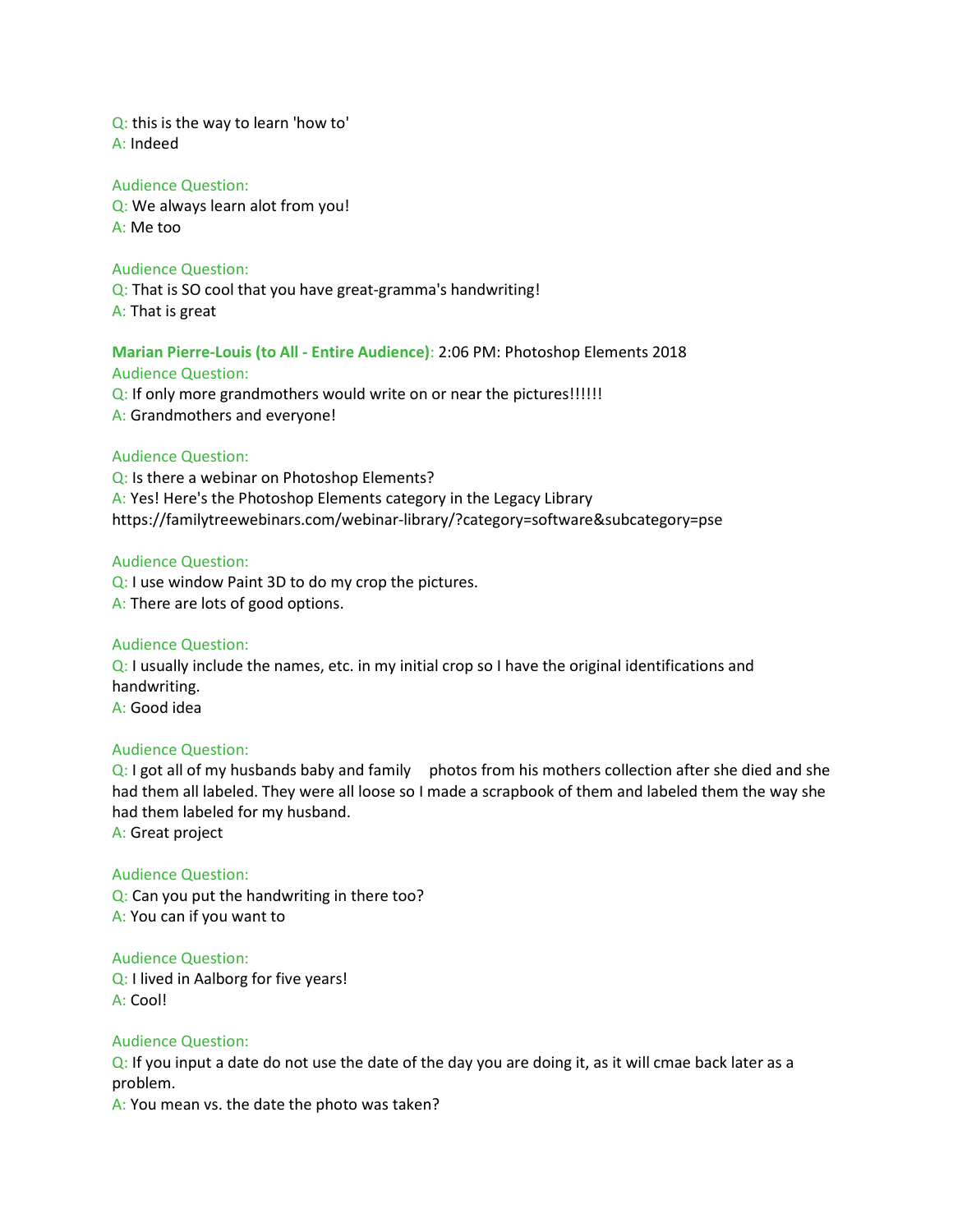Q: this is the way to learn 'how to'
A: Indeed

Audience Question:
Q: We always learn alot from you!
A: Me too

Audience Question:
Q: That is SO cool that you have great-gramma's handwriting!
A: That is great

**Marian Pierre-Louis (to All - Entire Audience)**: 2:06 PM: Photoshop Elements 2018
Audience Question:
Q: If only more grandmothers would write on or near the pictures!!!!!!
A: Grandmothers and everyone!

Audience Question:
Q: Is there a webinar on Photoshop Elements?
A: Yes! Here's the Photoshop Elements category in the Legacy Library
https://familytreewebinars.com/webinar-library/?category=software&subcategory=pse

Audience Question:
Q: I use window Paint 3D to do my crop the pictures.
A: There are lots of good options.

Audience Question:
Q: I usually include the names, etc. in my initial crop so I have the original identifications and handwriting.
A: Good idea

Audience Question:
Q: I got all of my husbands baby and family photos from his mothers collection after she died and she had them all labeled. They were all loose so I made a scrapbook of them and labeled them the way she had them labeled for my husband.
A: Great project

Audience Question:
Q: Can you put the handwriting in there too?
A: You can if you want to

Audience Question:
Q: I lived in Aalborg for five years!
A: Cool!

Audience Question:
Q: If you input a date do not use the date of the day you are doing it, as it will cmae back later as a problem.
A: You mean vs. the date the photo was taken?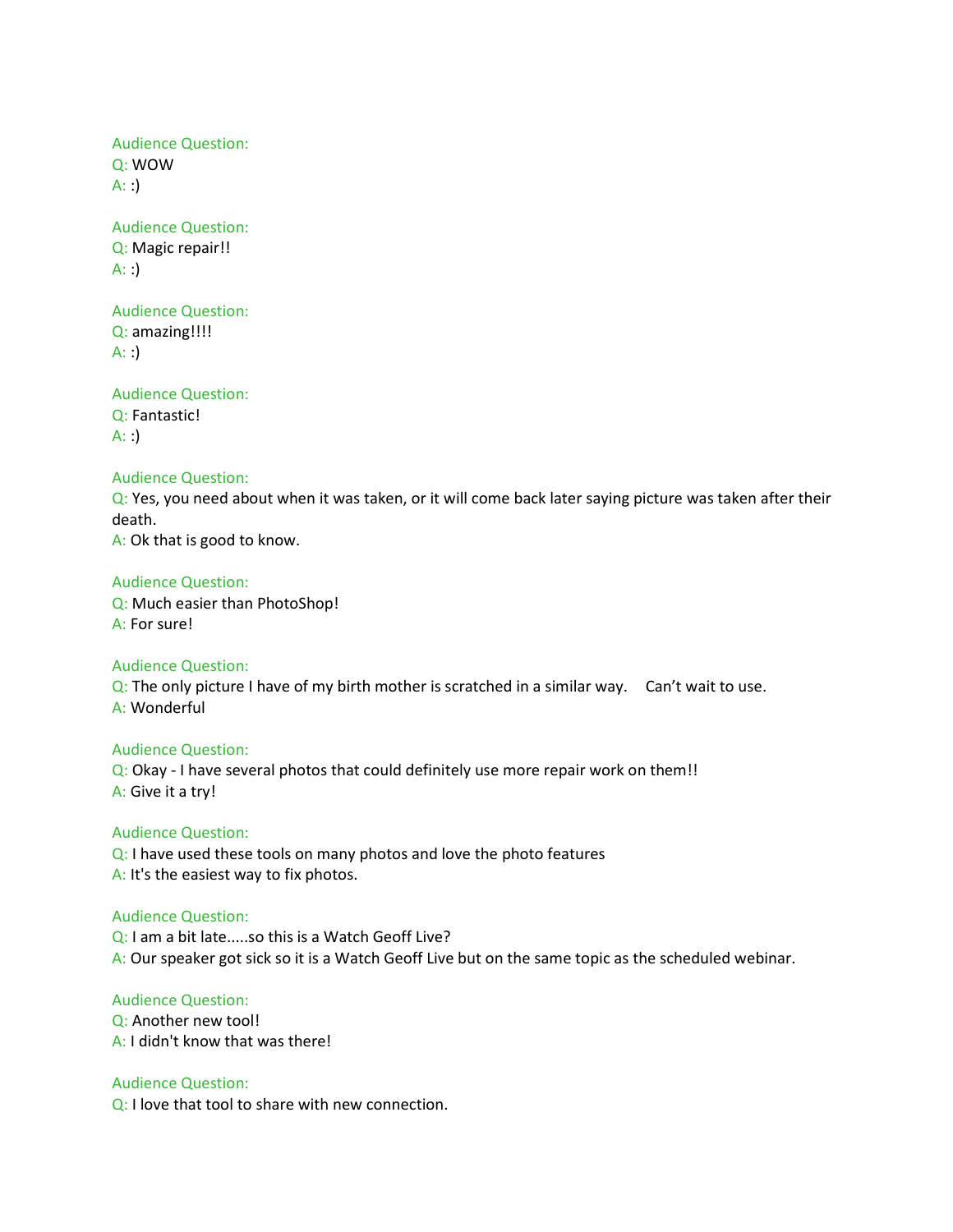Audience Question:
Q: WOW
A: :)

Audience Question:
Q: Magic repair!!
A: :)

Audience Question:
Q: amazing!!!!
A: :)

Audience Question:
Q: Fantastic!
A: :)

Audience Question:
Q: Yes, you need about when it was taken, or it will come back later saying picture was taken after their death.
A: Ok that is good to know.

Audience Question:
Q: Much easier than PhotoShop!
A: For sure!

Audience Question:
Q: The only picture I have of my birth mother is scratched in a similar way. Can't wait to use.
A: Wonderful

Audience Question:
Q: Okay - I have several photos that could definitely use more repair work on them!!
A: Give it a try!

Audience Question:
Q: I have used these tools on many photos and love the photo features
A: It's the easiest way to fix photos.

Audience Question:
Q: I am a bit late.....so this is a Watch Geoff Live?
A: Our speaker got sick so it is a Watch Geoff Live but on the same topic as the scheduled webinar.

Audience Question:
Q: Another new tool!
A: I didn't know that was there!

Audience Question:
Q: I love that tool to share with new connection.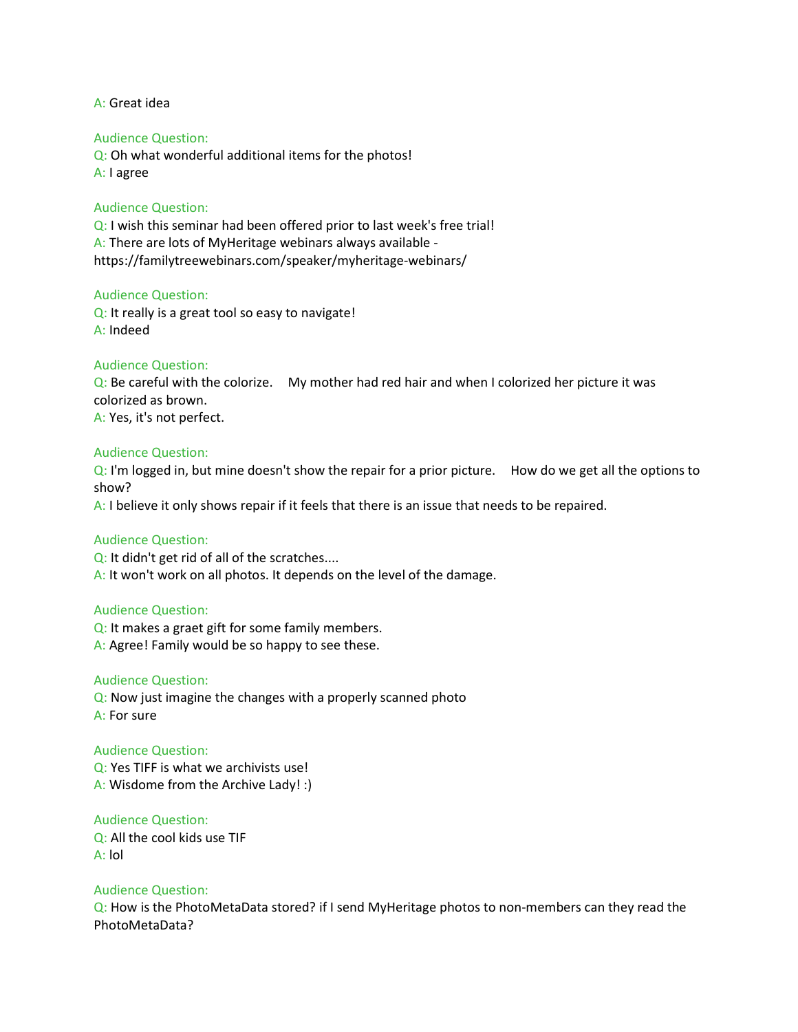A: Great idea

Audience Question:
Q: Oh what wonderful additional items for the photos!
A: I agree

Audience Question:
Q: I wish this seminar had been offered prior to last week's free trial!
A: There are lots of MyHeritage webinars always available - https://familytreewebinars.com/speaker/myheritage-webinars/

Audience Question:
Q: It really is a great tool so easy to navigate!
A: Indeed

Audience Question:
Q: Be careful with the colorize.    My mother had red hair and when I colorized her picture it was colorized as brown.
A: Yes, it's not perfect.

Audience Question:
Q: I'm logged in, but mine doesn't show the repair for a prior picture.    How do we get all the options to show?
A: I believe it only shows repair if it feels that there is an issue that needs to be repaired.

Audience Question:
Q: It didn't get rid of all of the scratches....
A: It won't work on all photos. It depends on the level of the damage.

Audience Question:
Q: It makes a graet gift for some family members.
A: Agree! Family would be so happy to see these.

Audience Question:
Q: Now just imagine the changes with a properly scanned photo
A: For sure

Audience Question:
Q: Yes TIFF is what we archivists use!
A: Wisdome from the Archive Lady! :)

Audience Question:
Q: All the cool kids use TIF
A: lol

Audience Question:
Q: How is the PhotoMetaData stored? if I send MyHeritage photos to non-members can they read the PhotoMetaData?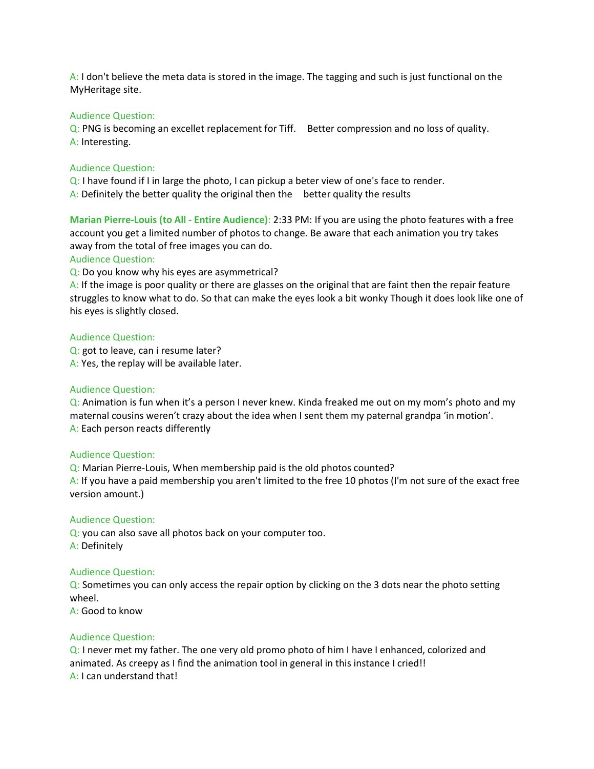A: I don't believe the meta data is stored in the image. The tagging and such is just functional on the MyHeritage site.

Audience Question:
Q: PNG is becoming an excellet replacement for Tiff. Better compression and no loss of quality.
A: Interesting.

Audience Question:
Q: I have found if I in large the photo, I can pickup a beter view of one's face to render.
A: Definitely the better quality the original then the better quality the results

**Marian Pierre-Louis (to All - Entire Audience)**: 2:33 PM: If you are using the photo features with a free account you get a limited number of photos to change. Be aware that each animation you try takes away from the total of free images you can do.

Audience Question:
Q: Do you know why his eyes are asymmetrical?
A: If the image is poor quality or there are glasses on the original that are faint then the repair feature struggles to know what to do. So that can make the eyes look a bit wonky Though it does look like one of his eyes is slightly closed.

Audience Question:
Q: got to leave, can i resume later?
A: Yes, the replay will be available later.

Audience Question:
Q: Animation is fun when it's a person I never knew. Kinda freaked me out on my mom's photo and my maternal cousins weren't crazy about the idea when I sent them my paternal grandpa 'in motion'.
A: Each person reacts differently

Audience Question:
Q: Marian Pierre-Louis, When membership paid is the old photos counted?
A: If you have a paid membership you aren't limited to the free 10 photos (I'm not sure of the exact free version amount.)

Audience Question:
Q: you can also save all photos back on your computer too.
A: Definitely

Audience Question:
Q: Sometimes you can only access the repair option by clicking on the 3 dots near the photo setting wheel.
A: Good to know

Audience Question:
Q: I never met my father. The one very old promo photo of him I have I enhanced, colorized and animated. As creepy as I find the animation tool in general in this instance I cried!!
A: I can understand that!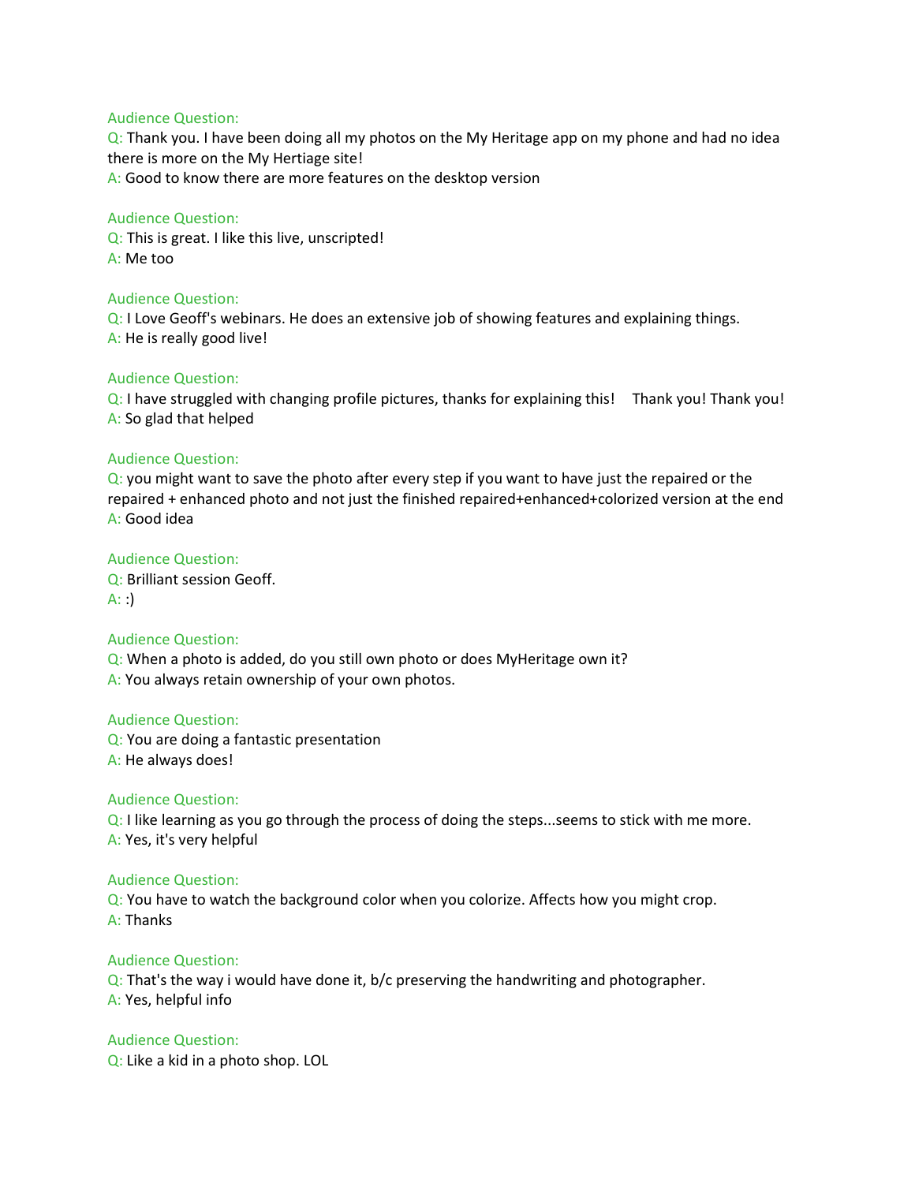Audience Question:

Q: Thank you. I have been doing all my photos on the My Heritage app on my phone and had no idea there is more on the My Hertiage site!

A: Good to know there are more features on the desktop version

Audience Question:

Q: This is great. I like this live, unscripted!

A: Me too

Audience Question:

Q: I Love Geoff's webinars. He does an extensive job of showing features and explaining things.

A: He is really good live!

Audience Question:

Q: I have struggled with changing profile pictures, thanks for explaining this!    Thank you! Thank you!

A: So glad that helped

Audience Question:

Q: you might want to save the photo after every step if you want to have just the repaired or the repaired + enhanced photo and not just the finished repaired+enhanced+colorized version at the end

A: Good idea

Audience Question:

Q: Brilliant session Geoff.

A: :)

Audience Question:

Q: When a photo is added, do you still own photo or does MyHeritage own it?

A: You always retain ownership of your own photos.

Audience Question:

Q: You are doing a fantastic presentation

A: He always does!

Audience Question:

Q: I like learning as you go through the process of doing the steps...seems to stick with me more.

A: Yes, it's very helpful

Audience Question:

Q: You have to watch the background color when you colorize. Affects how you might crop.

A: Thanks

Audience Question:

Q: That's the way i would have done it, b/c preserving the handwriting and photographer.

A: Yes, helpful info

Audience Question:

Q: Like a kid in a photo shop. LOL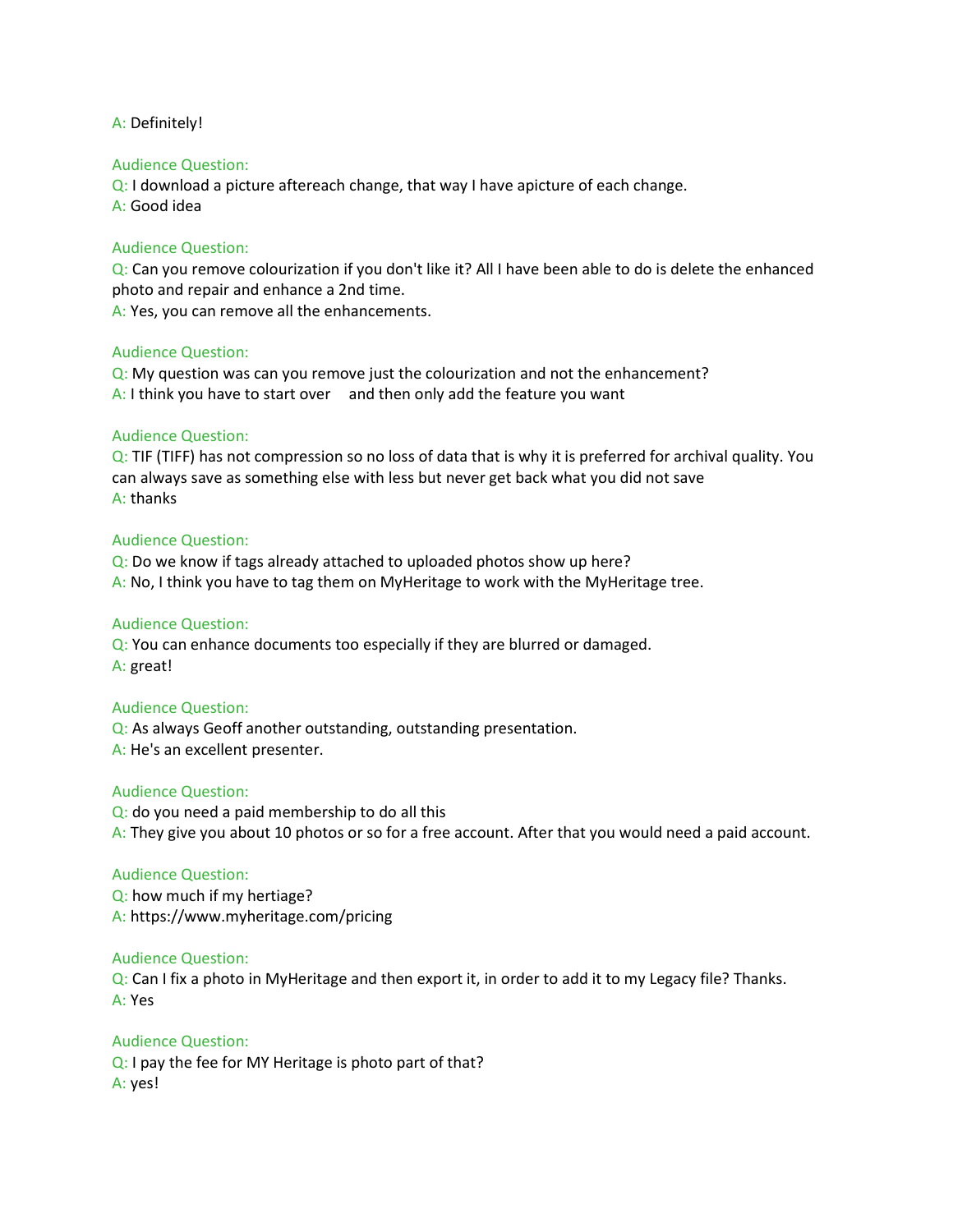A: Definitely!

Audience Question:

Q: I download a picture aftereach change, that way I have apicture of each change.

A: Good idea

Audience Question:

Q: Can you remove colourization if you don't like it? All I have been able to do is delete the enhanced photo and repair and enhance a 2nd time.

A: Yes, you can remove all the enhancements.

Audience Question:

Q: My question was can you remove just the colourization and not the enhancement?

A: I think you have to start over and then only add the feature you want

Audience Question:

Q: TIF (TIFF) has not compression so no loss of data that is why it is preferred for archival quality. You can always save as something else with less but never get back what you did not save

A: thanks

Audience Question:

Q: Do we know if tags already attached to uploaded photos show up here?

A: No, I think you have to tag them on MyHeritage to work with the MyHeritage tree.

Audience Question:

Q: You can enhance documents too especially if they are blurred or damaged.

A: great!

Audience Question:

Q: As always Geoff another outstanding, outstanding presentation.

A: He's an excellent presenter.

Audience Question:

Q: do you need a paid membership to do all this

A: They give you about 10 photos or so for a free account. After that you would need a paid account.

Audience Question:

Q: how much if my hertiage?

A: https://www.myheritage.com/pricing

Audience Question:

Q: Can I fix a photo in MyHeritage and then export it, in order to add it to my Legacy file? Thanks.

A: Yes

Audience Question:

Q: I pay the fee for MY Heritage is photo part of that?

A: yes!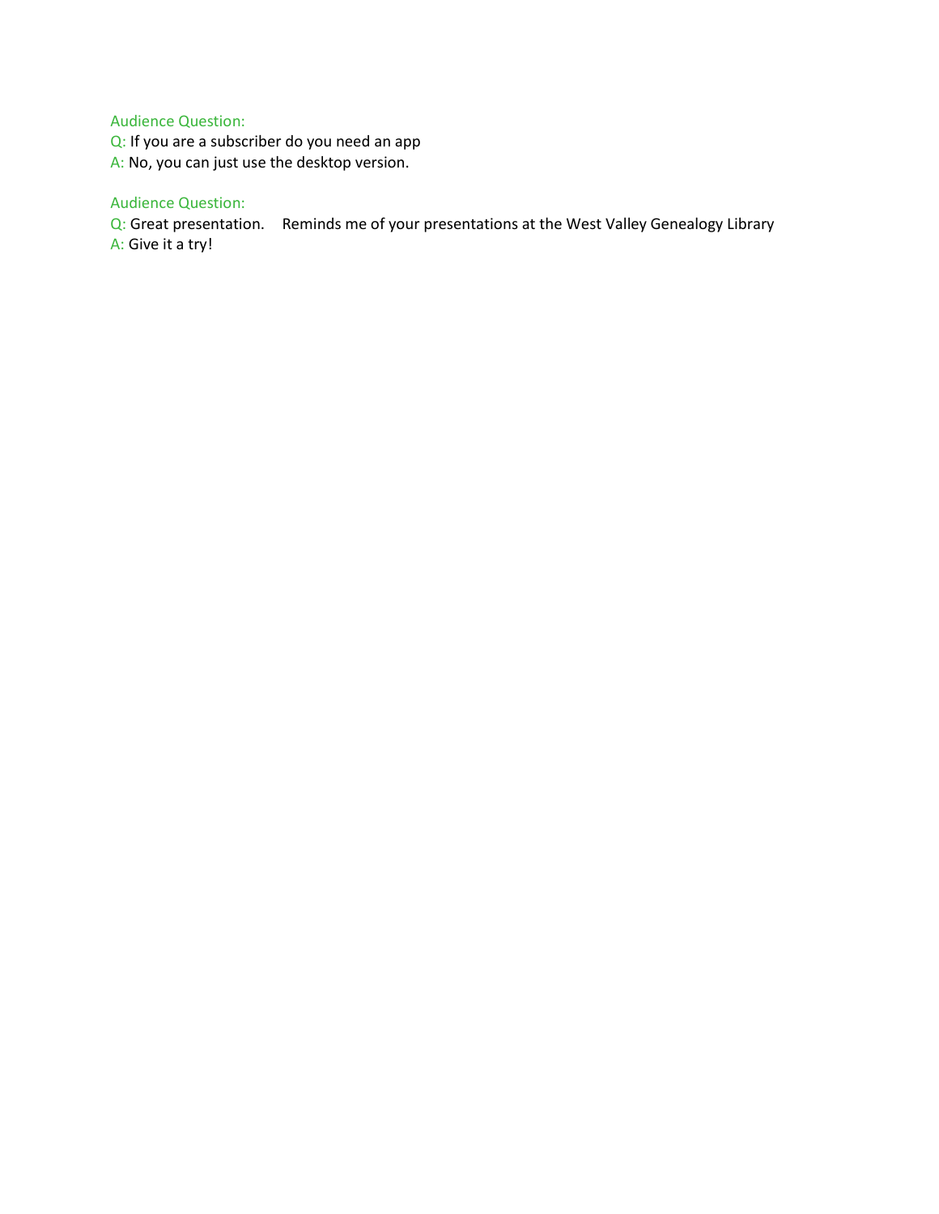Audience Question:

Q: If you are a subscriber do you need an app

A: No, you can just use the desktop version.

Audience Question:

Q: Great presentation.    Reminds me of your presentations at the West Valley Genealogy Library

A: Give it a try!